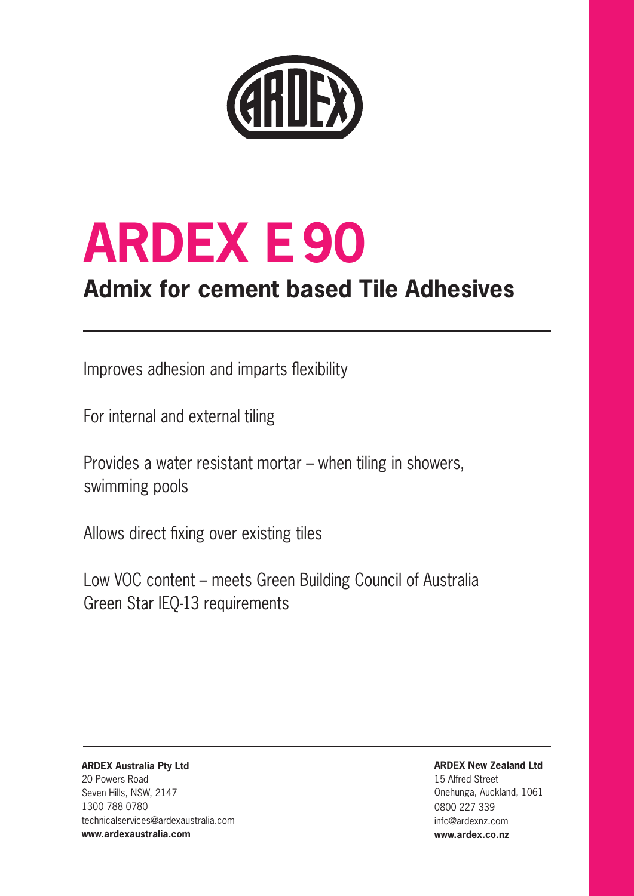# ARDEX E 90

## Admix for cement based Tile Adhesives

Improves adhesion and imparts flexibility

For internal and external tiling

Provides a water resistant mortar – when tiling in showers, swimming pools

Allows direct fixing over existing tiles

Low VOC content – meets Green Building Council of Australia Green Star IEQ-13 requirements

**ARDEX Australia Pty Ltd**
20 Powers Road
Seven Hills, NSW, 2147
1300 788 0780
technicalservices@ardexaustralia.com
**www.ardexaustralia.com**

**ARDEX New Zealand Ltd**
15 Alfred Street
Onehunga, Auckland, 1061
0800 227 339
info@ardexnz.com
**www.ardex.co.nz**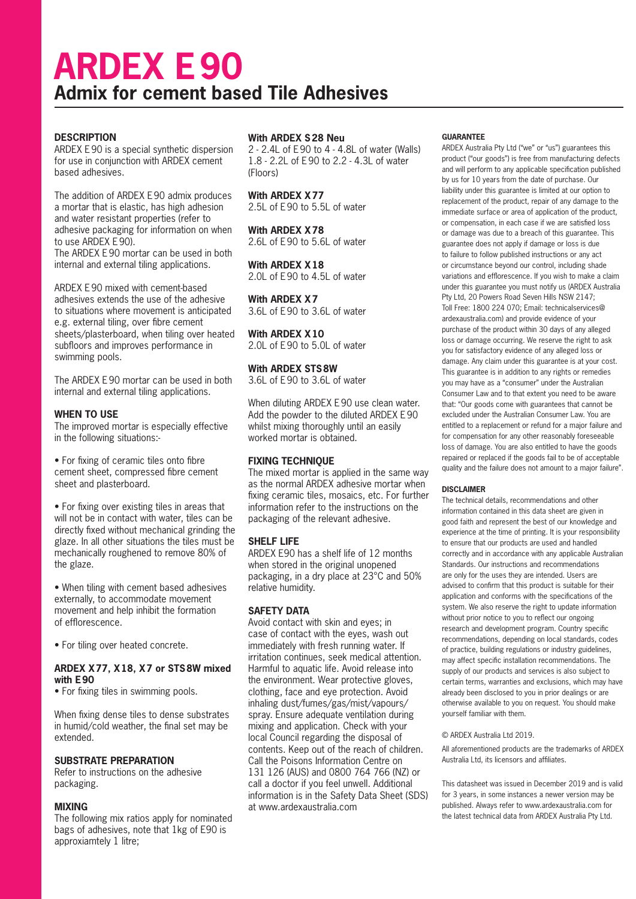# ARDEX E 90

## Admix for cement based Tile Adhesives

### DESCRIPTION

ARDEX E 90 is a special synthetic dispersion for use in conjunction with ARDEX cement based adhesives.

The addition of ARDEX E 90 admix produces a mortar that is elastic, has high adhesion and water resistant properties (refer to adhesive packaging for information on when to use ARDEX E 90).
The ARDEX E 90 mortar can be used in both internal and external tiling applications.

ARDEX E 90 mixed with cement-based adhesives extends the use of the adhesive to situations where movement is anticipated e.g. external tiling, over fibre cement sheets/plasterboard, when tiling over heated subfloors and improves performance in swimming pools.

The ARDEX E 90 mortar can be used in both internal and external tiling applications.

### WHEN TO USE

The improved mortar is especially effective in the following situations:-

- For fixing of ceramic tiles onto fibre cement sheet, compressed fibre cement sheet and plasterboard.
- For fixing over existing tiles in areas that will not be in contact with water, tiles can be directly fixed without mechanical grinding the glaze. In all other situations the tiles must be mechanically roughened to remove 80% of the glaze.
- When tiling with cement based adhesives externally, to accommodate movement movement and help inhibit the formation of efflorescence.
- For tiling over heated concrete.

### ARDEX X77, X18, X7 or STS 8W mixed with E 90

- For fixing tiles in swimming pools.

When fixing dense tiles to dense substrates in humid/cold weather, the final set may be extended.

### SUBSTRATE PREPARATION

Refer to instructions on the adhesive packaging.

### MIXING

The following mix ratios apply for nominated bags of adhesives, note that 1kg of E90 is approxiamtely 1 litre;

**With ARDEX S 28 Neu**
2 - 2.4L of E 90 to 4 - 4.8L of water (Walls)
1.8 - 2.2L of E 90 to 2.2 - 4.3L of water (Floors)

**With ARDEX X 77**
2.5L of E 90 to 5.5L of water

**With ARDEX X 78**
2.6L of E 90 to 5.6L of water

**With ARDEX X 18**
2.0L of E 90 to 4.5L of water

**With ARDEX X 7**
3.6L of E 90 to 3.6L of water

**With ARDEX X 10**
2.0L of E 90 to 5.0L of water

**With ARDEX STS 8W**
3.6L of E 90 to 3.6L of water

When diluting ARDEX E 90 use clean water. Add the powder to the diluted ARDEX E 90 whilst mixing thoroughly until an easily worked mortar is obtained.

### FIXING TECHNIQUE

The mixed mortar is applied in the same way as the normal ARDEX adhesive mortar when fixing ceramic tiles, mosaics, etc. For further information refer to the instructions on the packaging of the relevant adhesive.

### SHELF LIFE

ARDEX E90 has a shelf life of 12 months when stored in the original unopened packaging, in a dry place at 23°C and 50% relative humidity.

### SAFETY DATA

Avoid contact with skin and eyes; in case of contact with the eyes, wash out immediately with fresh running water. If irritation continues, seek medical attention. Harmful to aquatic life. Avoid release into the environment. Wear protective gloves, clothing, face and eye protection. Avoid inhaling dust/fumes/gas/mist/vapours/spray. Ensure adequate ventilation during mixing and application. Check with your local Council regarding the disposal of contents. Keep out of the reach of children. Call the Poisons Information Centre on 131 126 (AUS) and 0800 764 766 (NZ) or call a doctor if you feel unwell. Additional information is in the Safety Data Sheet (SDS) at www.ardexaustralia.com

### GUARANTEE

ARDEX Australia Pty Ltd ("we" or "us") guarantees this product ("our goods") is free from manufacturing defects and will perform to any applicable specification published by us for 10 years from the date of purchase. Our liability under this guarantee is limited at our option to replacement of the product, repair of any damage to the immediate surface or area of application of the product, or compensation, in each case if we are satisfied loss or damage was due to a breach of this guarantee. This guarantee does not apply if damage or loss is due to failure to follow published instructions or any act or circumstance beyond our control, including shade variations and efflorescence. If you wish to make a claim under this guarantee you must notify us (ARDEX Australia Pty Ltd, 20 Powers Road Seven Hills NSW 2147; Toll Free: 1800 224 070; Email: technicalservices@ardexaustralia.com) and provide evidence of your purchase of the product within 30 days of any alleged loss or damage occurring. We reserve the right to ask you for satisfactory evidence of any alleged loss or damage. Any claim under this guarantee is at your cost. This guarantee is in addition to any rights or remedies you may have as a "consumer" under the Australian Consumer Law and to that extent you need to be aware that: "Our goods come with guarantees that cannot be excluded under the Australian Consumer Law. You are entitled to a replacement or refund for a major failure and for compensation for any other reasonably foreseeable loss of damage. You are also entitled to have the goods repaired or replaced if the goods fail to be of acceptable quality and the failure does not amount to a major failure".

### DISCLAIMER

The technical details, recommendations and other information contained in this data sheet are given in good faith and represent the best of our knowledge and experience at the time of printing. It is your responsibility to ensure that our products are used and handled correctly and in accordance with any applicable Australian Standards. Our instructions and recommendations are only for the uses they are intended. Users are advised to confirm that this product is suitable for their application and conforms with the specifications of the system. We also reserve the right to update information without prior notice to you to reflect our ongoing research and development program. Country specific recommendations, depending on local standards, codes of practice, building regulations or industry guidelines, may affect specific installation recommendations. The supply of our products and services is also subject to certain terms, warranties and exclusions, which may have already been disclosed to you in prior dealings or are otherwise available to you on request. You should make yourself familiar with them.

© ARDEX Australia Ltd 2019.

All aforementioned products are the trademarks of ARDEX Australia Ltd, its licensors and affiliates.

This datasheet was issued in December 2019 and is valid for 3 years, in some instances a newer version may be published. Always refer to www.ardexaustralia.com for the latest technical data from ARDEX Australia Pty Ltd.